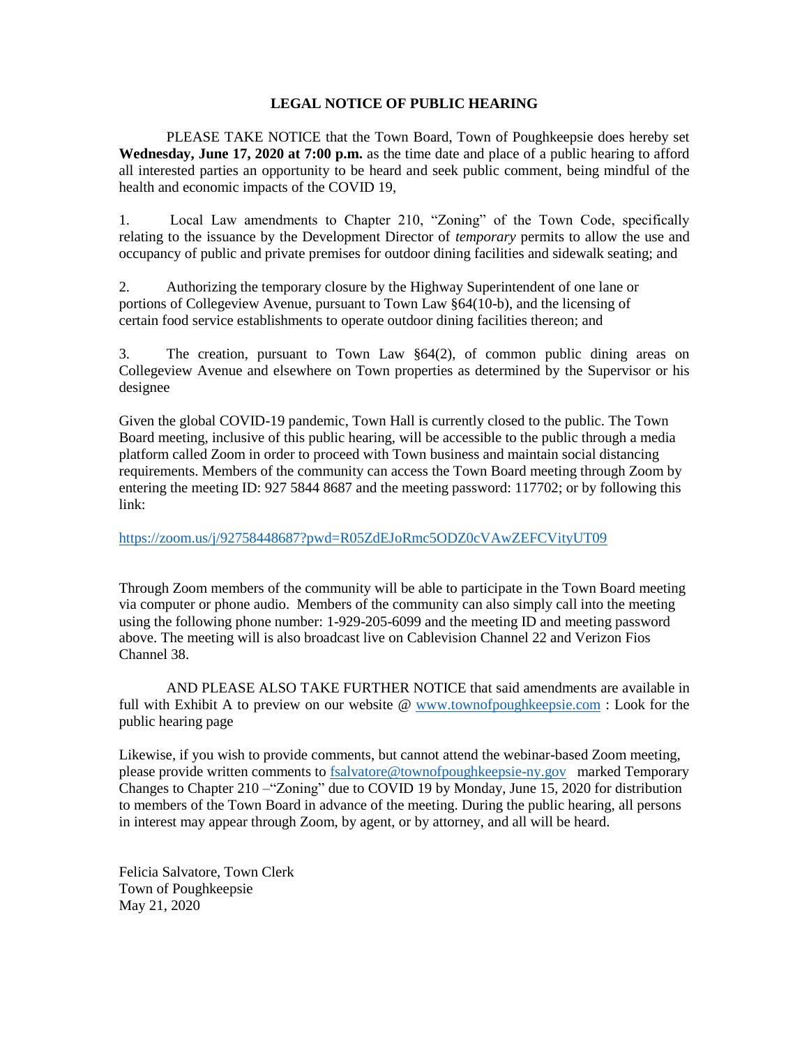# LEGAL NOTICE OF PUBLIC HEARING

PLEASE TAKE NOTICE that the Town Board, Town of Poughkeepsie does hereby set **Wednesday, June 17, 2020 at 7:00 p.m.** as the time date and place of a public hearing to afford all interested parties an opportunity to be heard and seek public comment, being mindful of the health and economic impacts of the COVID 19,

1. Local Law amendments to Chapter 210, "Zoning" of the Town Code, specifically relating to the issuance by the Development Director of *temporary* permits to allow the use and occupancy of public and private premises for outdoor dining facilities and sidewalk seating; and

2. Authorizing the temporary closure by the Highway Superintendent of one lane or portions of Collegeview Avenue, pursuant to Town Law §64(10-b), and the licensing of certain food service establishments to operate outdoor dining facilities thereon; and

3. The creation, pursuant to Town Law §64(2), of common public dining areas on Collegeview Avenue and elsewhere on Town properties as determined by the Supervisor or his designee

Given the global COVID-19 pandemic, Town Hall is currently closed to the public. The Town Board meeting, inclusive of this public hearing, will be accessible to the public through a media platform called Zoom in order to proceed with Town business and maintain social distancing requirements. Members of the community can access the Town Board meeting through Zoom by entering the meeting ID: 927 5844 8687 and the meeting password: 117702; or by following this link:

https://zoom.us/j/92758448687?pwd=R05ZdEJoRmc5ODZ0cVAwZEFCVityUT09

Through Zoom members of the community will be able to participate in the Town Board meeting via computer or phone audio. Members of the community can also simply call into the meeting using the following phone number: 1-929-205-6099 and the meeting ID and meeting password above. The meeting will is also broadcast live on Cablevision Channel 22 and Verizon Fios Channel 38.

AND PLEASE ALSO TAKE FURTHER NOTICE that said amendments are available in full with Exhibit A to preview on our website @ www.townofpoughkeepsie.com : Look for the public hearing page

Likewise, if you wish to provide comments, but cannot attend the webinar-based Zoom meeting, please provide written comments to fsalvatore@townofpoughkeepsie-ny.gov marked Temporary Changes to Chapter 210 –"Zoning" due to COVID 19 by Monday, June 15, 2020 for distribution to members of the Town Board in advance of the meeting. During the public hearing, all persons in interest may appear through Zoom, by agent, or by attorney, and all will be heard.

Felicia Salvatore, Town Clerk
Town of Poughkeepsie
May 21, 2020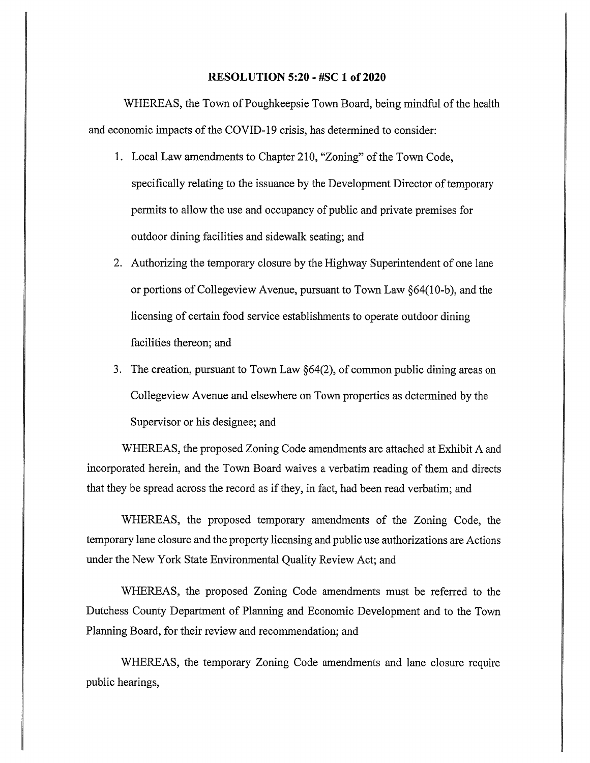## RESOLUTION 5:20 - #SC 1 of 2020

WHEREAS, the Town of Poughkeepsie Town Board, being mindful of the health and economic impacts of the COVID-19 crisis, has determined to consider:

1. Local Law amendments to Chapter 210, "Zoning" of the Town Code, specifically relating to the issuance by the Development Director of temporary permits to allow the use and occupancy of public and private premises for outdoor dining facilities and sidewalk seating; and
2. Authorizing the temporary closure by the Highway Superintendent of one lane or portions of Collegeview Avenue, pursuant to Town Law §64(10-b), and the licensing of certain food service establishments to operate outdoor dining facilities thereon; and
3. The creation, pursuant to Town Law §64(2), of common public dining areas on Collegeview Avenue and elsewhere on Town properties as determined by the Supervisor or his designee; and

WHEREAS, the proposed Zoning Code amendments are attached at Exhibit A and incorporated herein, and the Town Board waives a verbatim reading of them and directs that they be spread across the record as if they, in fact, had been read verbatim; and

WHEREAS, the proposed temporary amendments of the Zoning Code, the temporary lane closure and the property licensing and public use authorizations are Actions under the New York State Environmental Quality Review Act; and

WHEREAS, the proposed Zoning Code amendments must be referred to the Dutchess County Department of Planning and Economic Development and to the Town Planning Board, for their review and recommendation; and

WHEREAS, the temporary Zoning Code amendments and lane closure require public hearings,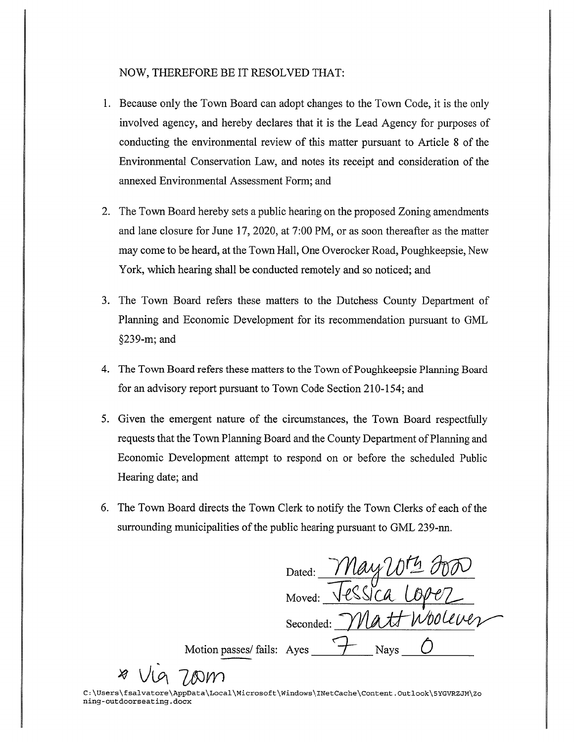NOW, THEREFORE BE IT RESOLVED THAT:

1. Because only the Town Board can adopt changes to the Town Code, it is the only involved agency, and hereby declares that it is the Lead Agency for purposes of conducting the environmental review of this matter pursuant to Article 8 of the Environmental Conservation Law, and notes its receipt and consideration of the annexed Environmental Assessment Form; and

2. The Town Board hereby sets a public hearing on the proposed Zoning amendments and lane closure for June 17, 2020, at 7:00 PM, or as soon thereafter as the matter may come to be heard, at the Town Hall, One Overocker Road, Poughkeepsie, New York, which hearing shall be conducted remotely and so noticed; and

3. The Town Board refers these matters to the Dutchess County Department of Planning and Economic Development for its recommendation pursuant to GML §239-m; and

4. The Town Board refers these matters to the Town of Poughkeepsie Planning Board for an advisory report pursuant to Town Code Section 210-154; and

5. Given the emergent nature of the circumstances, the Town Board respectfully requests that the Town Planning Board and the County Department of Planning and Economic Development attempt to respond on or before the scheduled Public Hearing date; and

6. The Town Board directs the Town Clerk to notify the Town Clerks of each of the surrounding municipalities of the public hearing pursuant to GML 239-nn.

Dated: May 20th 2020

Moved: Jessica Lopez

Seconded: Matt Woolever

Motion passes/ fails: Ayes 7 Nays 0

* Via Zoom

C:\Users\fsalvatore\AppData\Local\Microsoft\Windows\INetCache\Content.Outlook\5YGVRZJM\Zoning-outdoorseating.docx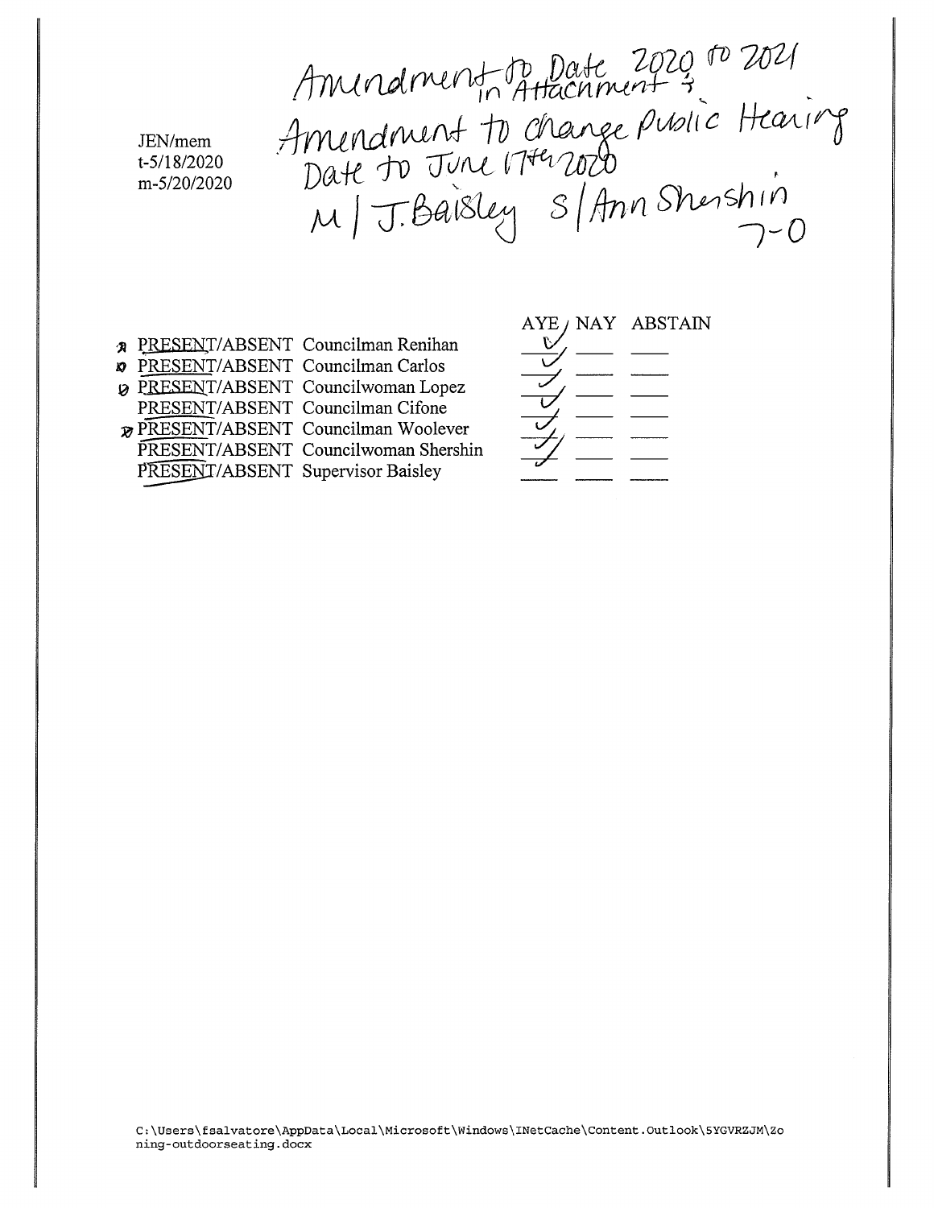JEN/mem
t-5/18/2020
m-5/20/2020

Amendment to Date 2020 to 2021 in Attachment ;
Amendment to change Public Hearing Date to June 17th 2020
M / J. Baisley S / Ann Shershin
7-0

| | | AYE | NAY | ABSTAIN |
|---|---|---|---|---|
| PRESENT/ABSENT | Councilman Renihan | ✓ | | |
| PRESENT/ABSENT | Councilman Carlos | ✓ | | |
| PRESENT/ABSENT | Councilwoman Lopez | ✓ | | |
| PRESENT/ABSENT | Councilman Cifone | ✓ | | |
| PRESENT/ABSENT | Councilman Woolever | ✓ | | |
| PRESENT/ABSENT | Councilwoman Shershin | ✓ | | |
| PRESENT/ABSENT | Supervisor Baisley | ✓ | | |

C:\Users\fsalvatore\AppData\Local\Microsoft\Windows\INetCache\Content.Outlook\5YGVRZJM\Zoning-outdoorseating.docx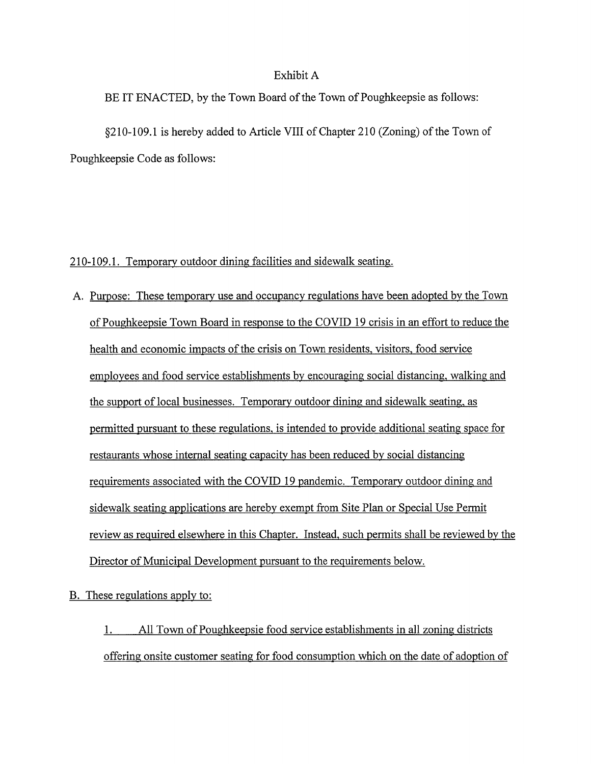Exhibit A

BE IT ENACTED, by the Town Board of the Town of Poughkeepsie as follows:

§210-109.1 is hereby added to Article VIII of Chapter 210 (Zoning) of the Town of Poughkeepsie Code as follows:

210-109.1. Temporary outdoor dining facilities and sidewalk seating.

A. Purpose: These temporary use and occupancy regulations have been adopted by the Town of Poughkeepsie Town Board in response to the COVID 19 crisis in an effort to reduce the health and economic impacts of the crisis on Town residents, visitors, food service employees and food service establishments by encouraging social distancing, walking and the support of local businesses. Temporary outdoor dining and sidewalk seating, as permitted pursuant to these regulations, is intended to provide additional seating space for restaurants whose internal seating capacity has been reduced by social distancing requirements associated with the COVID 19 pandemic. Temporary outdoor dining and sidewalk seating applications are hereby exempt from Site Plan or Special Use Permit review as required elsewhere in this Chapter. Instead, such permits shall be reviewed by the Director of Municipal Development pursuant to the requirements below.

B. These regulations apply to:

1. All Town of Poughkeepsie food service establishments in all zoning districts offering onsite customer seating for food consumption which on the date of adoption of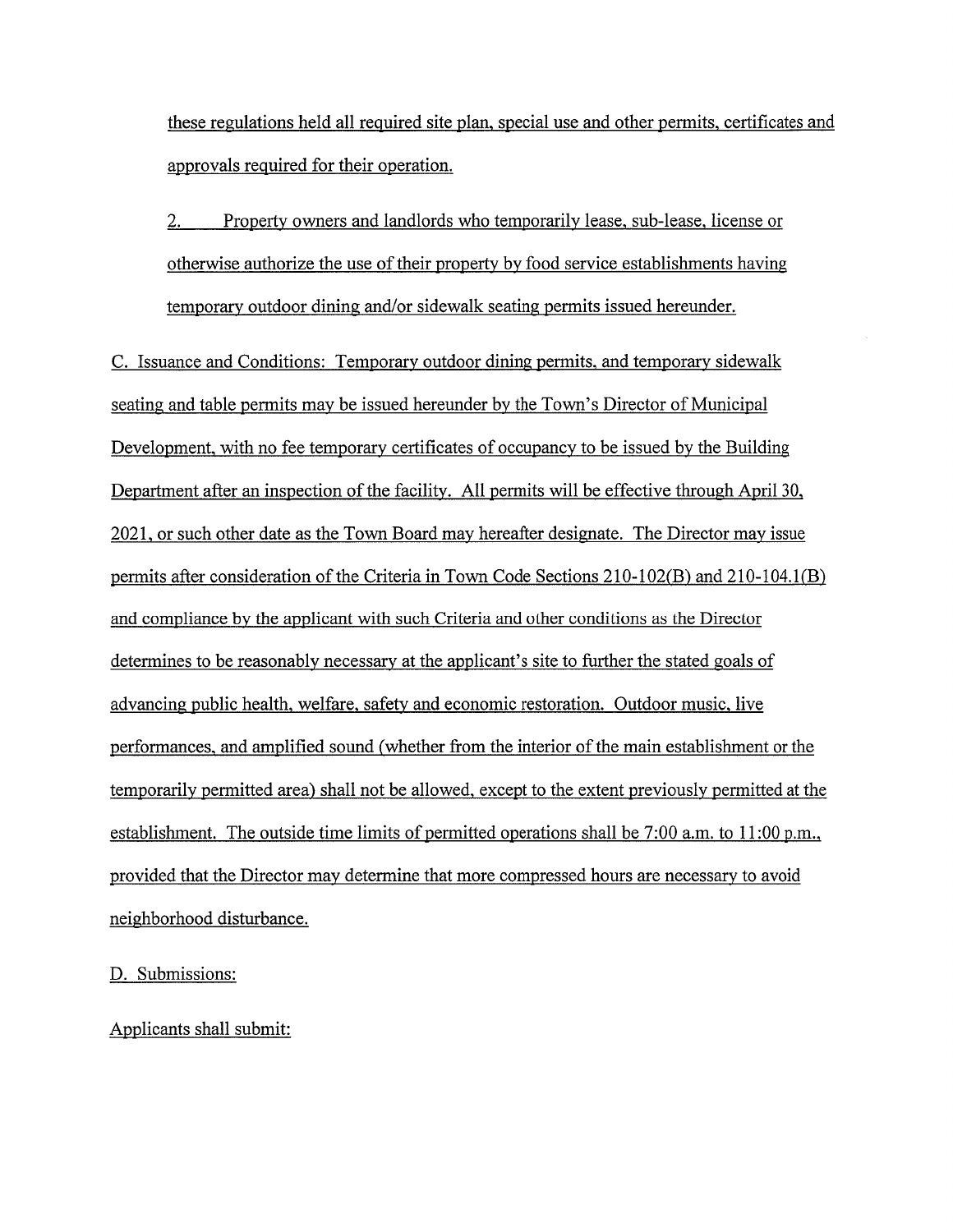these regulations held all required site plan, special use and other permits, certificates and approvals required for their operation.

2. Property owners and landlords who temporarily lease, sub-lease, license or otherwise authorize the use of their property by food service establishments having temporary outdoor dining and/or sidewalk seating permits issued hereunder.

C. Issuance and Conditions: Temporary outdoor dining permits, and temporary sidewalk seating and table permits may be issued hereunder by the Town's Director of Municipal Development, with no fee temporary certificates of occupancy to be issued by the Building Department after an inspection of the facility. All permits will be effective through April 30, 2021, or such other date as the Town Board may hereafter designate. The Director may issue permits after consideration of the Criteria in Town Code Sections 210-102(B) and 210-104.1(B) and compliance by the applicant with such Criteria and other conditions as the Director determines to be reasonably necessary at the applicant's site to further the stated goals of advancing public health, welfare, safety and economic restoration. Outdoor music, live performances, and amplified sound (whether from the interior of the main establishment or the temporarily permitted area) shall not be allowed, except to the extent previously permitted at the establishment. The outside time limits of permitted operations shall be 7:00 a.m. to 11:00 p.m., provided that the Director may determine that more compressed hours are necessary to avoid neighborhood disturbance.

D. Submissions:

Applicants shall submit: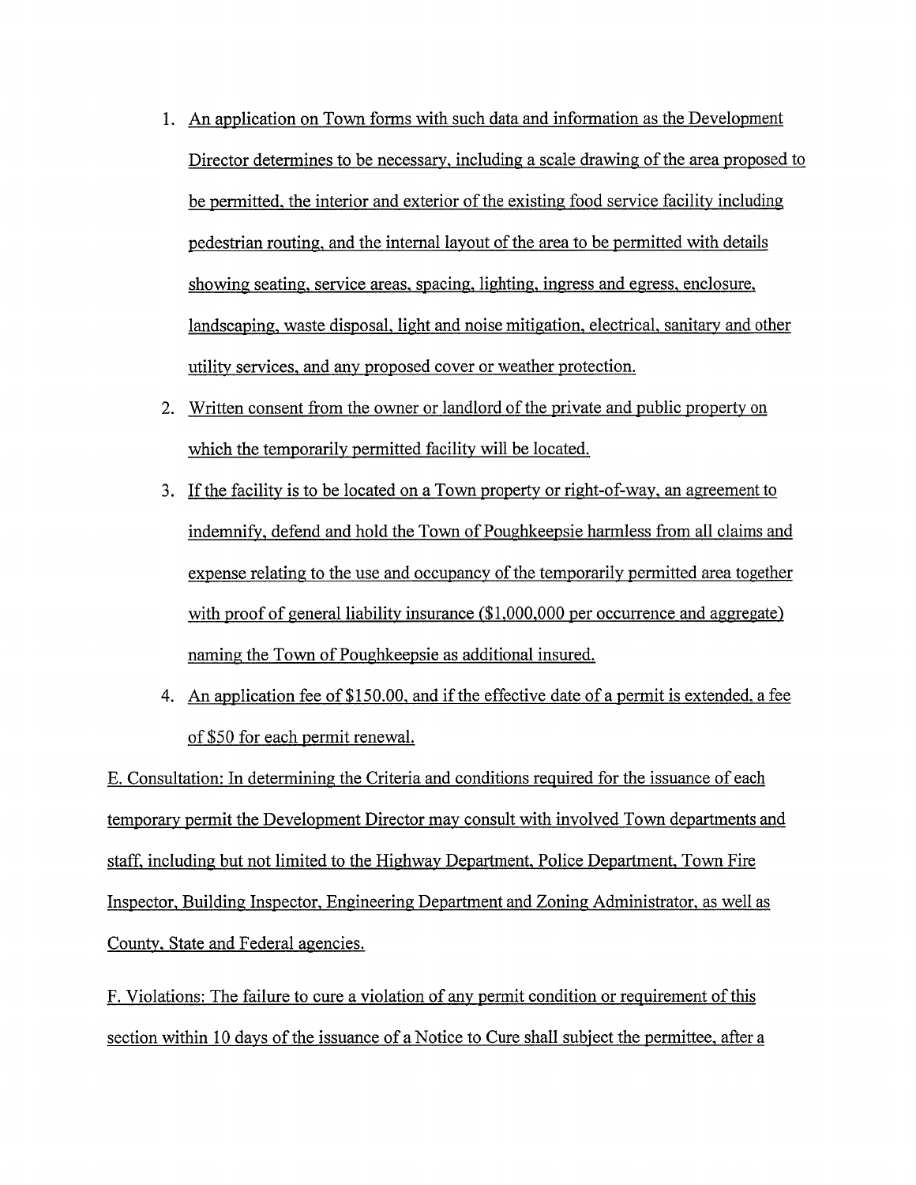1. An application on Town forms with such data and information as the Development Director determines to be necessary, including a scale drawing of the area proposed to be permitted, the interior and exterior of the existing food service facility including pedestrian routing, and the internal layout of the area to be permitted with details showing seating, service areas, spacing, lighting, ingress and egress, enclosure, landscaping, waste disposal, light and noise mitigation, electrical, sanitary and other utility services, and any proposed cover or weather protection.
2. Written consent from the owner or landlord of the private and public property on which the temporarily permitted facility will be located.
3. If the facility is to be located on a Town property or right-of-way, an agreement to indemnify, defend and hold the Town of Poughkeepsie harmless from all claims and expense relating to the use and occupancy of the temporarily permitted area together with proof of general liability insurance ($1,000,000 per occurrence and aggregate) naming the Town of Poughkeepsie as additional insured.
4. An application fee of $150.00, and if the effective date of a permit is extended, a fee of $50 for each permit renewal.

E. Consultation: In determining the Criteria and conditions required for the issuance of each temporary permit the Development Director may consult with involved Town departments and staff, including but not limited to the Highway Department, Police Department, Town Fire Inspector, Building Inspector, Engineering Department and Zoning Administrator, as well as County, State and Federal agencies.

F. Violations: The failure to cure a violation of any permit condition or requirement of this section within 10 days of the issuance of a Notice to Cure shall subject the permittee, after a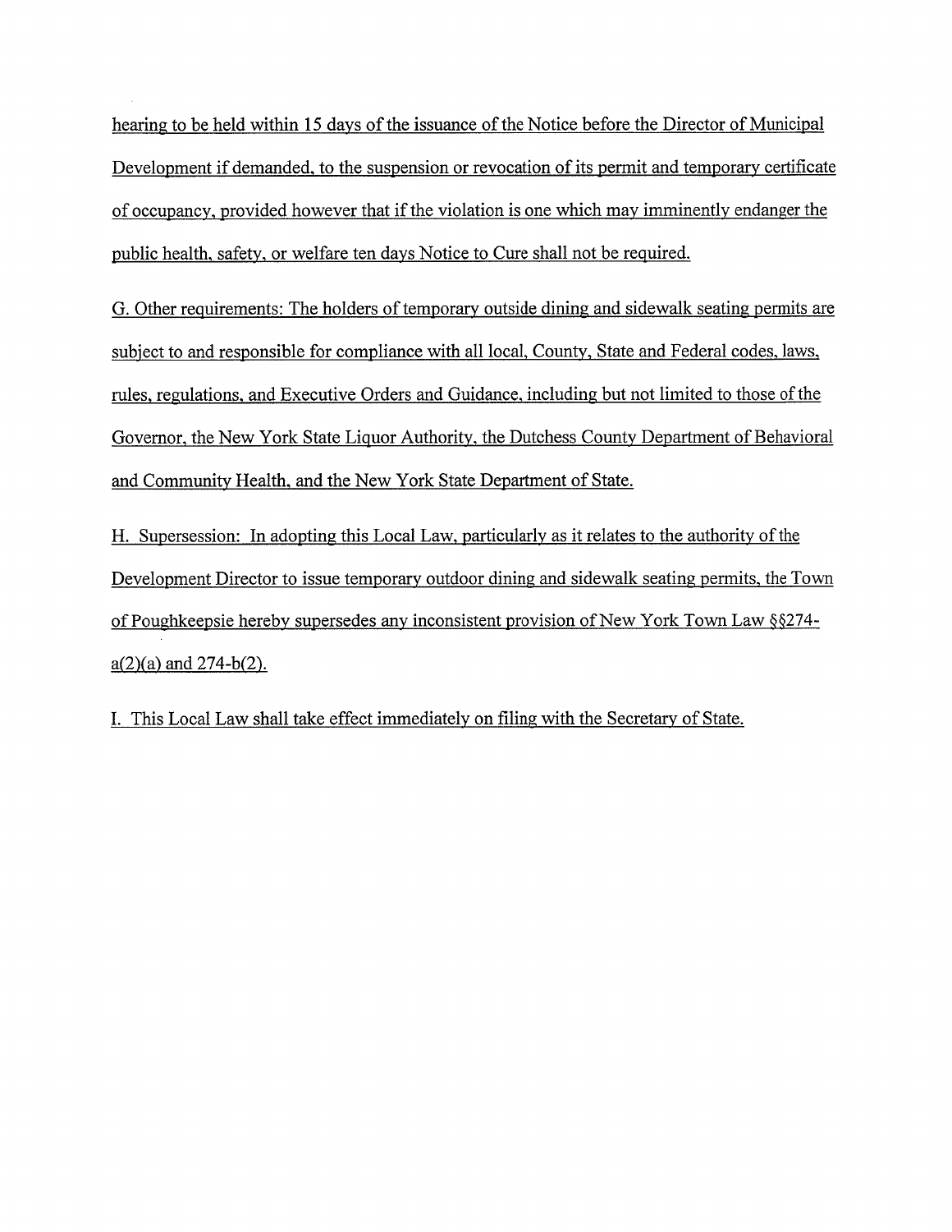hearing to be held within 15 days of the issuance of the Notice before the Director of Municipal Development if demanded, to the suspension or revocation of its permit and temporary certificate of occupancy, provided however that if the violation is one which may imminently endanger the public health, safety, or welfare ten days Notice to Cure shall not be required.

G. Other requirements: The holders of temporary outside dining and sidewalk seating permits are subject to and responsible for compliance with all local, County, State and Federal codes, laws, rules, regulations, and Executive Orders and Guidance, including but not limited to those of the Governor, the New York State Liquor Authority, the Dutchess County Department of Behavioral and Community Health, and the New York State Department of State.

H. Supersession: In adopting this Local Law, particularly as it relates to the authority of the Development Director to issue temporary outdoor dining and sidewalk seating permits, the Town of Poughkeepsie hereby supersedes any inconsistent provision of New York Town Law §§274-a(2)(a) and 274-b(2).

I. This Local Law shall take effect immediately on filing with the Secretary of State.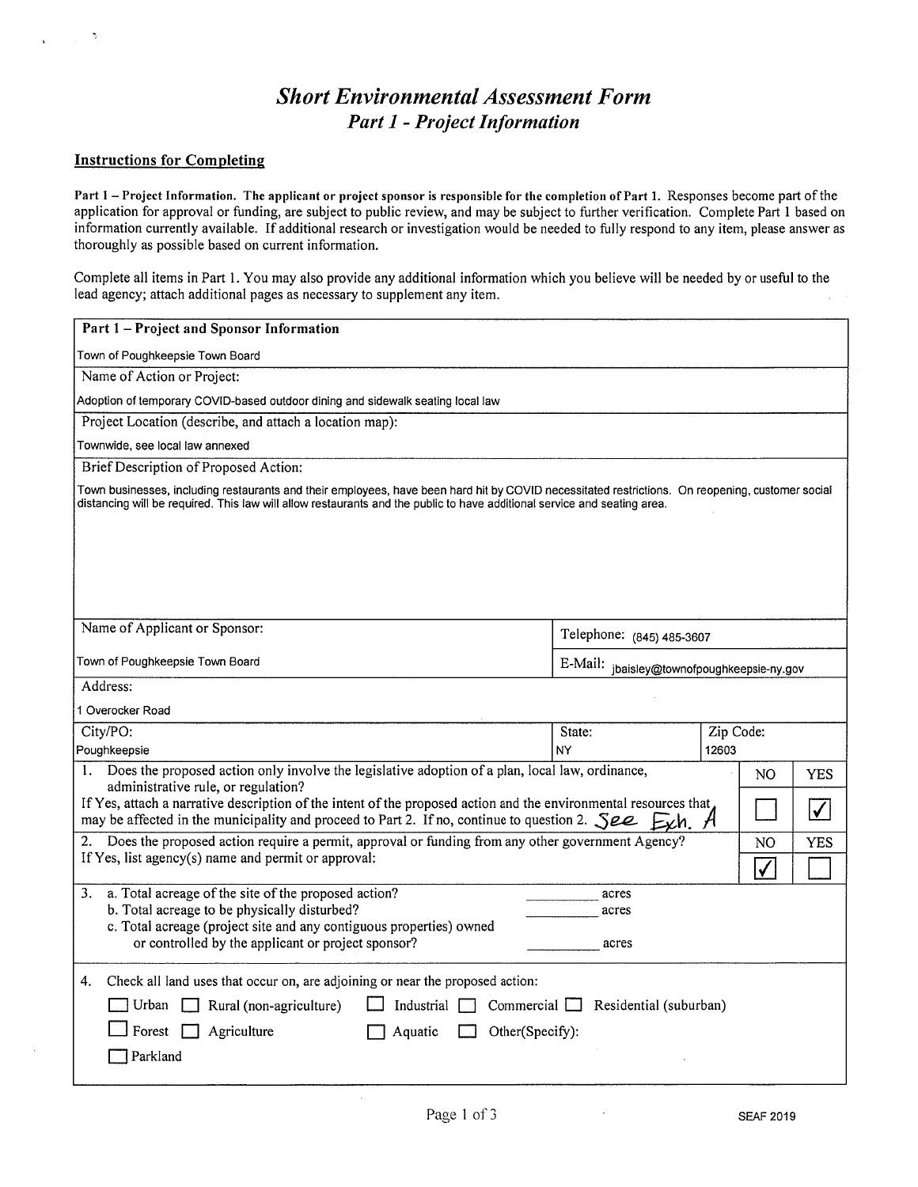# *Short Environmental Assessment Form*

## *Part 1 - Project Information*

**Instructions for Completing**

**Part 1 – Project Information. The applicant or project sponsor is responsible for the completion of Part 1.** Responses become part of the application for approval or funding, are subject to public review, and may be subject to further verification. Complete Part 1 based on information currently available. If additional research or investigation would be needed to fully respond to any item, please answer as thoroughly as possible based on current information.

Complete all items in Part 1. You may also provide any additional information which you believe will be needed by or useful to the lead agency; attach additional pages as necessary to supplement any item.

| **Part 1 – Project and Sponsor Information** | | |
|---|---|---|
| Town of Poughkeepsie Town Board | | |
| Name of Action or Project: | | |
| Adoption of temporary COVID-based outdoor dining and sidewalk seating local law | | |
| Project Location (describe, and attach a location map): | | |
| Townwide, see local law annexed | | |
| Brief Description of Proposed Action: | | |
| Town businesses, including restaurants and their employees, have been hard hit by COVID necessitated restrictions. On reopening, customer social distancing will be required. This law will allow restaurants and the public to have additional service and seating area. | | |
| Name of Applicant or Sponsor: | Telephone: (845) 485-3607 | |
| Town of Poughkeepsie Town Board | E-Mail: jbaisley@townofpoughkeepsie-ny.gov | |
| Address: | | |
| 1 Overocker Road | | |
| City/PO: Poughkeepsie | State: NY | Zip Code: 12603 |

| | NO | YES |
|---|---|---|
| 1. Does the proposed action only involve the legislative adoption of a plan, local law, ordinance, administrative rule, or regulation? If Yes, attach a narrative description of the intent of the proposed action and the environmental resources that may be affected in the municipality and proceed to Part 2. If no, continue to question 2. See Exh. A | ☐ | ☑ |
| 2. Does the proposed action require a permit, approval or funding from any other government Agency? If Yes, list agency(s) name and permit or approval: | ☑ | ☐ |

3. a. Total acreage of the site of the proposed action? \_\_\_\_\_\_\_\_ acres
   b. Total acreage to be physically disturbed? \_\_\_\_\_\_\_\_ acres
   c. Total acreage (project site and any contiguous properties) owned or controlled by the applicant or project sponsor? \_\_\_\_\_\_\_\_ acres

4. Check all land uses that occur on, are adjoining or near the proposed action:

☐ Urban ☐ Rural (non-agriculture) ☐ Industrial ☐ Commercial ☐ Residential (suburban)

☐ Forest ☐ Agriculture ☐ Aquatic ☐ Other(Specify):

☐ Parkland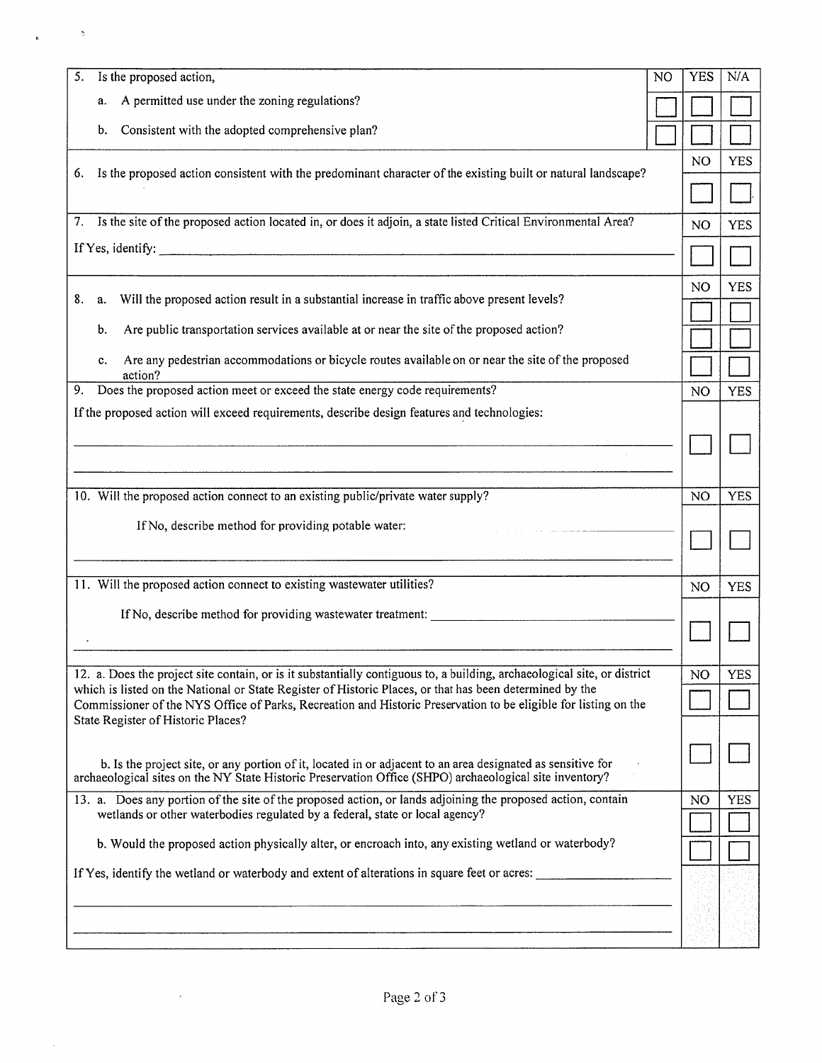| 5. Is the proposed action, | NO | YES | N/A |
|---|---|---|---|
| a. A permitted use under the zoning regulations? | ☐ | ☐ | ☐ |
| b. Consistent with the adopted comprehensive plan? | ☐ | ☐ | ☐ |

| | NO | YES |
|---|---|---|
| 6. Is the proposed action consistent with the predominant character of the existing built or natural landscape? | ☐ | ☐ |

| 7. Is the site of the proposed action located in, or does it adjoin, a state listed Critical Environmental Area? | NO | YES |
|---|---|---|
| If Yes, identify: ________________________________ | ☐ | ☐ |

| | NO | YES |
|---|---|---|
| 8. a. Will the proposed action result in a substantial increase in traffic above present levels? | ☐ | ☐ |
| b. Are public transportation services available at or near the site of the proposed action? | ☐ | ☐ |
| c. Are any pedestrian accommodations or bicycle routes available on or near the site of the proposed action? | ☐ | ☐ |

| 9. Does the proposed action meet or exceed the state energy code requirements? | NO | YES |
|---|---|---|
| If the proposed action will exceed requirements, describe design features and technologies: ________________________________ | ☐ | ☐ |

| 10. Will the proposed action connect to an existing public/private water supply? | NO | YES |
|---|---|---|
| If No, describe method for providing potable water: ________________________________ | ☐ | ☐ |

| 11. Will the proposed action connect to existing wastewater utilities? | NO | YES |
|---|---|---|
| If No, describe method for providing wastewater treatment: ________________________________ | ☐ | ☐ |

| | NO | YES |
|---|---|---|
| 12. a. Does the project site contain, or is it substantially contiguous to, a building, archaeological site, or district which is listed on the National or State Register of Historic Places, or that has been determined by the Commissioner of the NYS Office of Parks, Recreation and Historic Preservation to be eligible for listing on the State Register of Historic Places? | ☐ | ☐ |
| b. Is the project site, or any portion of it, located in or adjacent to an area designated as sensitive for archaeological sites on the NY State Historic Preservation Office (SHPO) archaeological site inventory? | ☐ | ☐ |

| | NO | YES |
|---|---|---|
| 13. a. Does any portion of the site of the proposed action, or lands adjoining the proposed action, contain wetlands or other waterbodies regulated by a federal, state or local agency? | ☐ | ☐ |
| b. Would the proposed action physically alter, or encroach into, any existing wetland or waterbody? | ☐ | ☐ |
| If Yes, identify the wetland or waterbody and extent of alterations in square feet or acres: ________________________________ | | |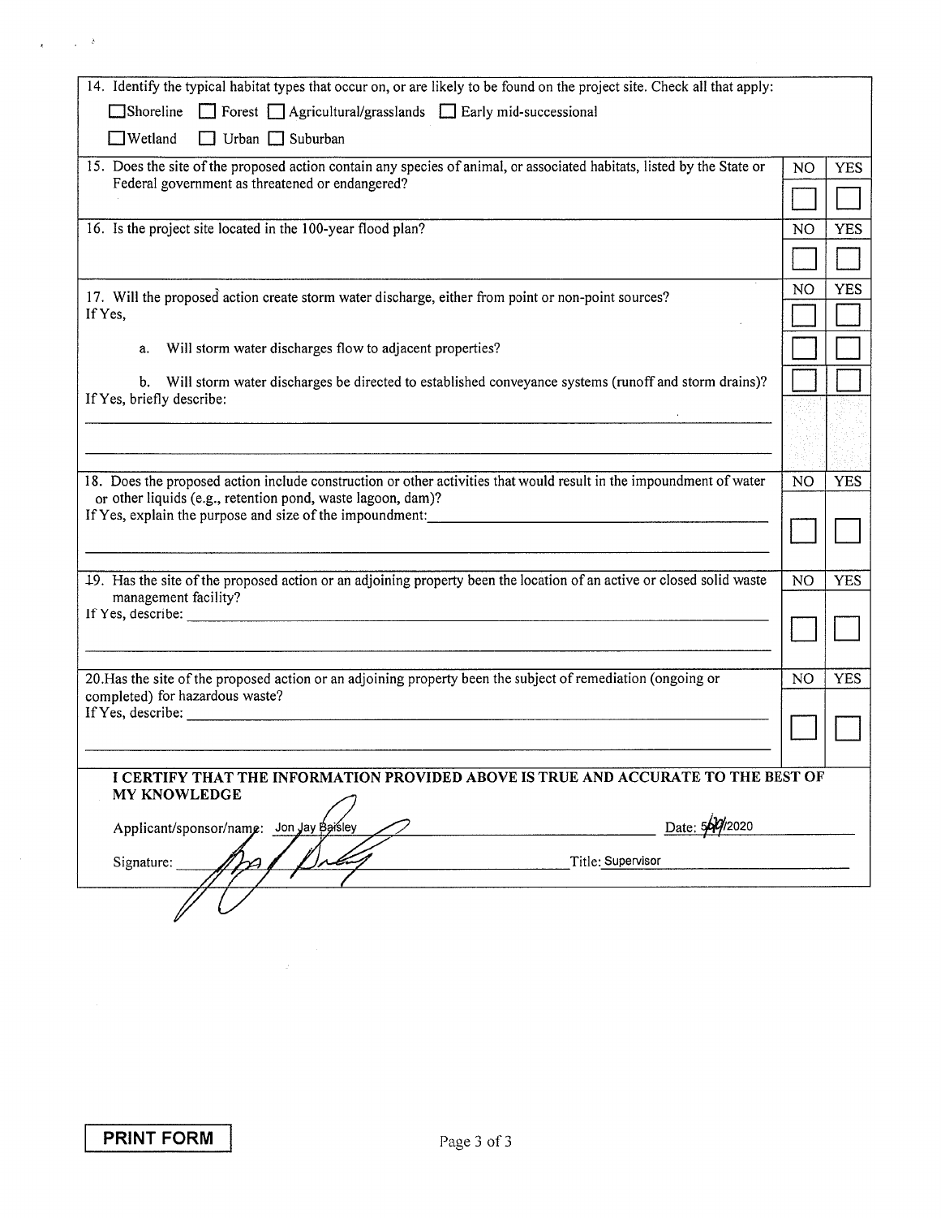| | | |
|---|---|---|
| 14. Identify the typical habitat types that occur on, or are likely to be found on the project site. Check all that apply:<br>☐ Shoreline ☐ Forest ☐ Agricultural/grasslands ☐ Early mid-successional<br>☐ Wetland ☐ Urban ☐ Suburban | | |
| 15. Does the site of the proposed action contain any species of animal, or associated habitats, listed by the State or Federal government as threatened or endangered? | NO<br>☐ | YES<br>☐ |
| 16. Is the project site located in the 100-year flood plan? | NO<br>☐ | YES<br>☐ |
| 17. Will the proposed action create storm water discharge, either from point or non-point sources?<br>If Yes, | NO<br>☐ | YES<br>☐ |
| a. Will storm water discharges flow to adjacent properties? | ☐ | ☐ |
| b. Will storm water discharges be directed to established conveyance systems (runoff and storm drains)?<br>If Yes, briefly describe: ______________________________ | ☐ | ☐ |
| 18. Does the proposed action include construction or other activities that would result in the impoundment of water or other liquids (e.g., retention pond, waste lagoon, dam)?<br>If Yes, explain the purpose and size of the impoundment: ______________________________ | NO<br>☐ | YES<br>☐ |
| 19. Has the site of the proposed action or an adjoining property been the location of an active or closed solid waste management facility?<br>If Yes, describe: ______________________________ | NO<br>☐ | YES<br>☐ |
| 20. Has the site of the proposed action or an adjoining property been the subject of remediation (ongoing or completed) for hazardous waste?<br>If Yes, describe: ______________________________ | NO<br>☐ | YES<br>☐ |

**I CERTIFY THAT THE INFORMATION PROVIDED ABOVE IS TRUE AND ACCURATE TO THE BEST OF MY KNOWLEDGE**

Applicant/sponsor/name: Jon Jay Baisley Date: 5/29/2020

Signature: [signature] Title: Supervisor

**PRINT FORM**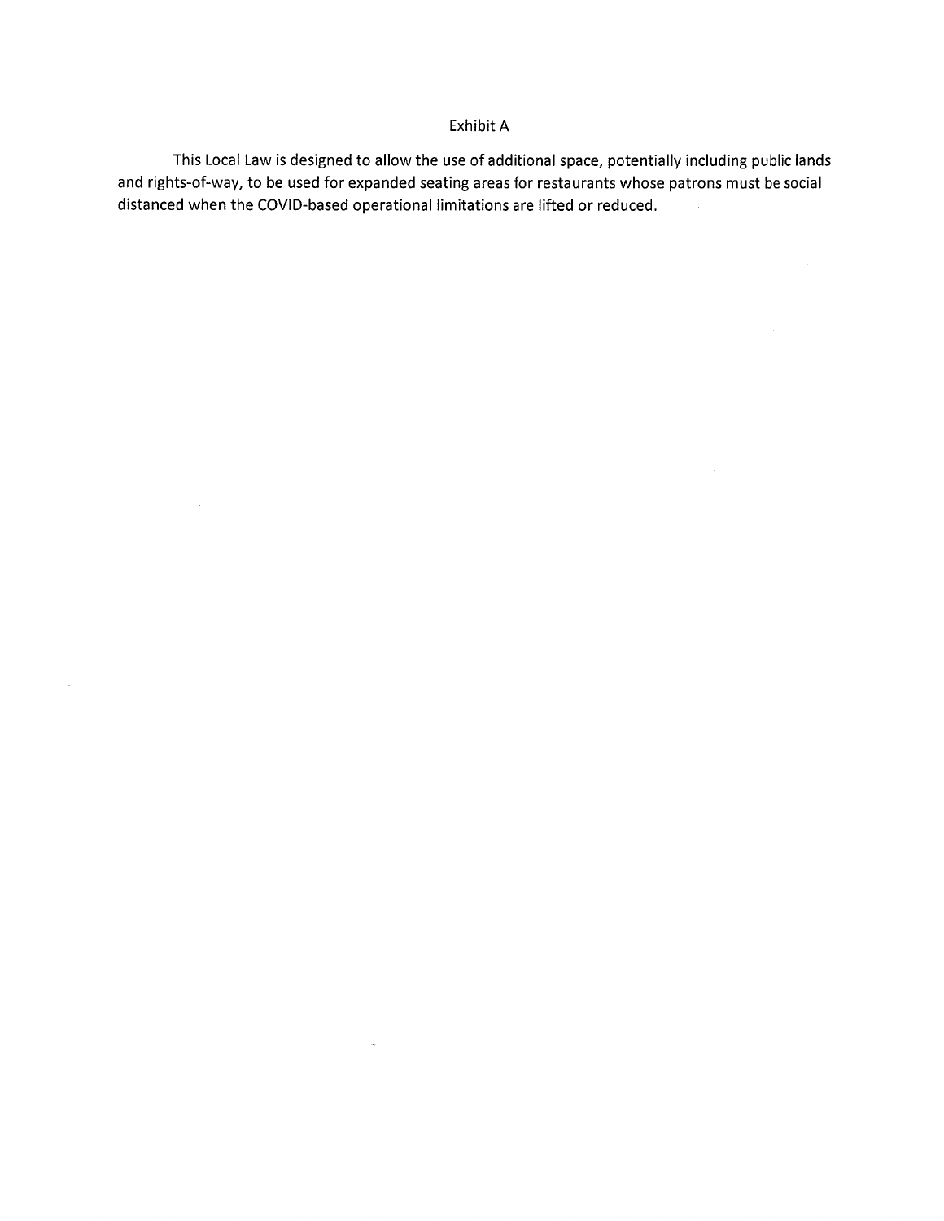# Exhibit A

This Local Law is designed to allow the use of additional space, potentially including public lands and rights-of-way, to be used for expanded seating areas for restaurants whose patrons must be social distanced when the COVID-based operational limitations are lifted or reduced.